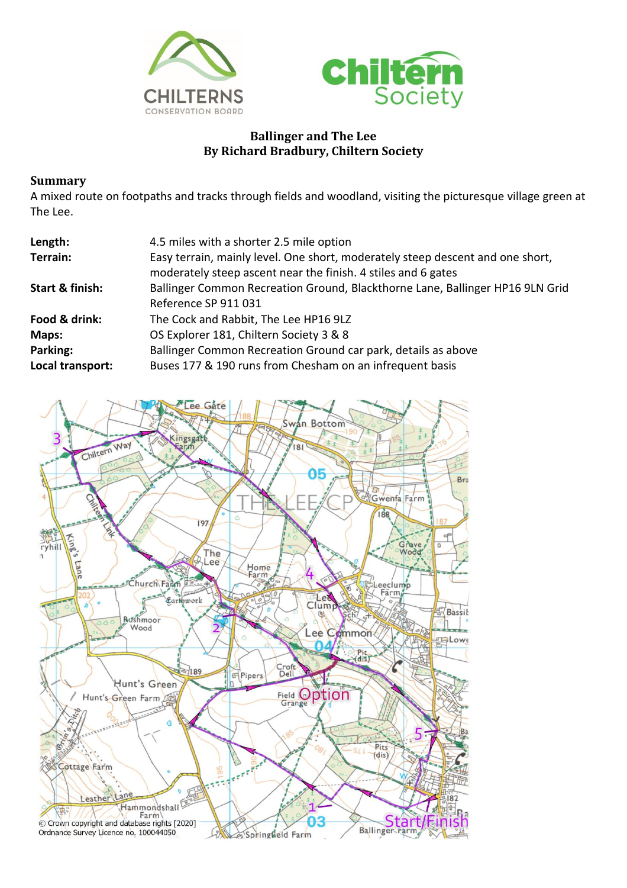# Ballinger and The Lee

**By Richard Bradbury, Chiltern Society**

## Summary

A mixed route on footpaths and tracks through fields and woodland, visiting the picturesque village green at The Lee.

| | |
|---|---|
| **Length:** | 4.5 miles with a shorter 2.5 mile option |
| **Terrain:** | Easy terrain, mainly level. One short, moderately steep descent and one short, moderately steep ascent near the finish. 4 stiles and 6 gates |
| **Start & finish:** | Ballinger Common Recreation Ground, Blackthorne Lane, Ballinger HP16 9LN Grid Reference SP 911 031 |
| **Food & drink:** | The Cock and Rabbit, The Lee HP16 9LZ |
| **Maps:** | OS Explorer 181, Chiltern Society 3 & 8 |
| **Parking:** | Ballinger Common Recreation Ground car park, details as above |
| **Local transport:** | Buses 177 & 190 runs from Chesham on an infrequent basis |

© Crown copyright and database rights [2020] Ordnance Survey Licence no. 100044050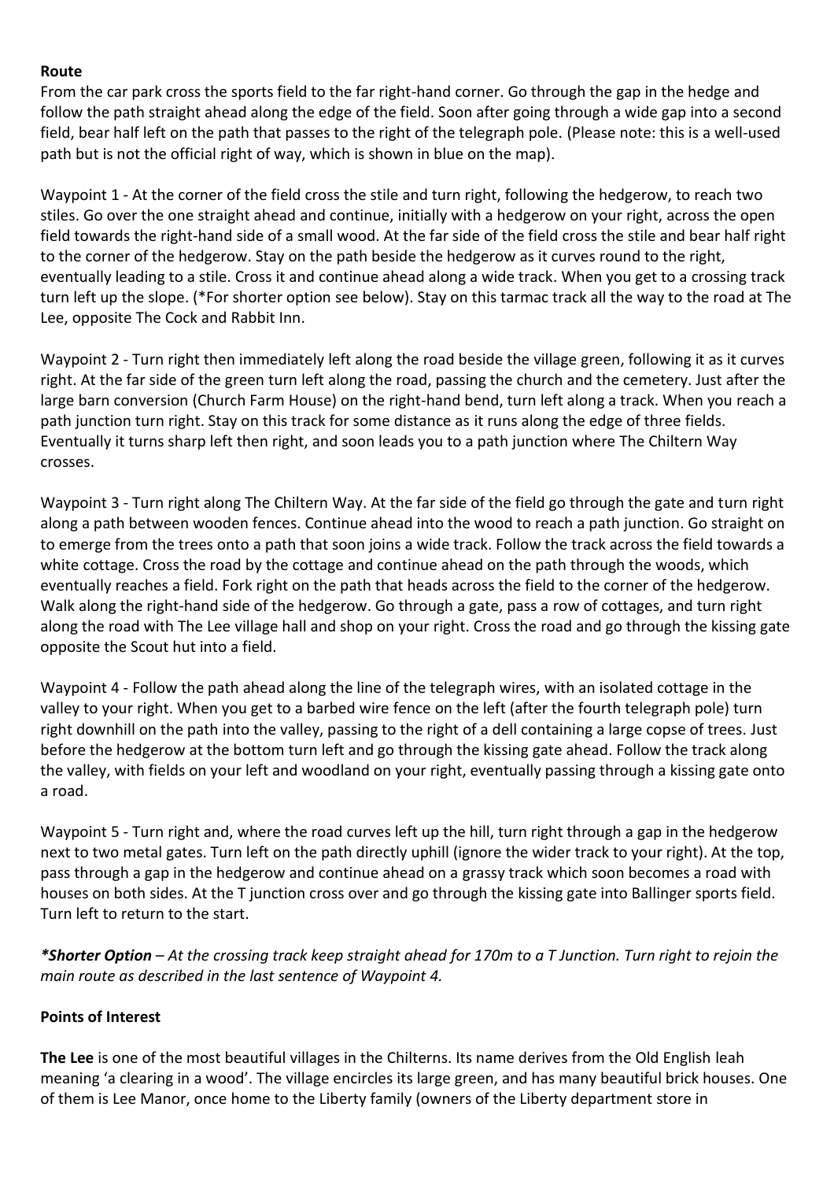**Route**

From the car park cross the sports field to the far right-hand corner. Go through the gap in the hedge and follow the path straight ahead along the edge of the field. Soon after going through a wide gap into a second field, bear half left on the path that passes to the right of the telegraph pole. (Please note: this is a well-used path but is not the official right of way, which is shown in blue on the map).

Waypoint 1 - At the corner of the field cross the stile and turn right, following the hedgerow, to reach two stiles. Go over the one straight ahead and continue, initially with a hedgerow on your right, across the open field towards the right-hand side of a small wood. At the far side of the field cross the stile and bear half right to the corner of the hedgerow. Stay on the path beside the hedgerow as it curves round to the right, eventually leading to a stile. Cross it and continue ahead along a wide track. When you get to a crossing track turn left up the slope. (*For shorter option see below). Stay on this tarmac track all the way to the road at The Lee, opposite The Cock and Rabbit Inn.

Waypoint 2 - Turn right then immediately left along the road beside the village green, following it as it curves right. At the far side of the green turn left along the road, passing the church and the cemetery. Just after the large barn conversion (Church Farm House) on the right-hand bend, turn left along a track. When you reach a path junction turn right. Stay on this track for some distance as it runs along the edge of three fields. Eventually it turns sharp left then right, and soon leads you to a path junction where The Chiltern Way crosses.

Waypoint 3 - Turn right along The Chiltern Way. At the far side of the field go through the gate and turn right along a path between wooden fences. Continue ahead into the wood to reach a path junction. Go straight on to emerge from the trees onto a path that soon joins a wide track. Follow the track across the field towards a white cottage. Cross the road by the cottage and continue ahead on the path through the woods, which eventually reaches a field. Fork right on the path that heads across the field to the corner of the hedgerow. Walk along the right-hand side of the hedgerow. Go through a gate, pass a row of cottages, and turn right along the road with The Lee village hall and shop on your right. Cross the road and go through the kissing gate opposite the Scout hut into a field.

Waypoint 4 - Follow the path ahead along the line of the telegraph wires, with an isolated cottage in the valley to your right. When you get to a barbed wire fence on the left (after the fourth telegraph pole) turn right downhill on the path into the valley, passing to the right of a dell containing a large copse of trees. Just before the hedgerow at the bottom turn left and go through the kissing gate ahead. Follow the track along the valley, with fields on your left and woodland on your right, eventually passing through a kissing gate onto a road.

Waypoint 5 - Turn right and, where the road curves left up the hill, turn right through a gap in the hedgerow next to two metal gates. Turn left on the path directly uphill (ignore the wider track to your right). At the top, pass through a gap in the hedgerow and continue ahead on a grassy track which soon becomes a road with houses on both sides. At the T junction cross over and go through the kissing gate into Ballinger sports field. Turn left to return to the start.

***\*Shorter Option** – At the crossing track keep straight ahead for 170m to a T Junction. Turn right to rejoin the main route as described in the last sentence of Waypoint 4.*

**Points of Interest**

**The Lee** is one of the most beautiful villages in the Chilterns. Its name derives from the Old English leah meaning 'a clearing in a wood'. The village encircles its large green, and has many beautiful brick houses. One of them is Lee Manor, once home to the Liberty family (owners of the Liberty department store in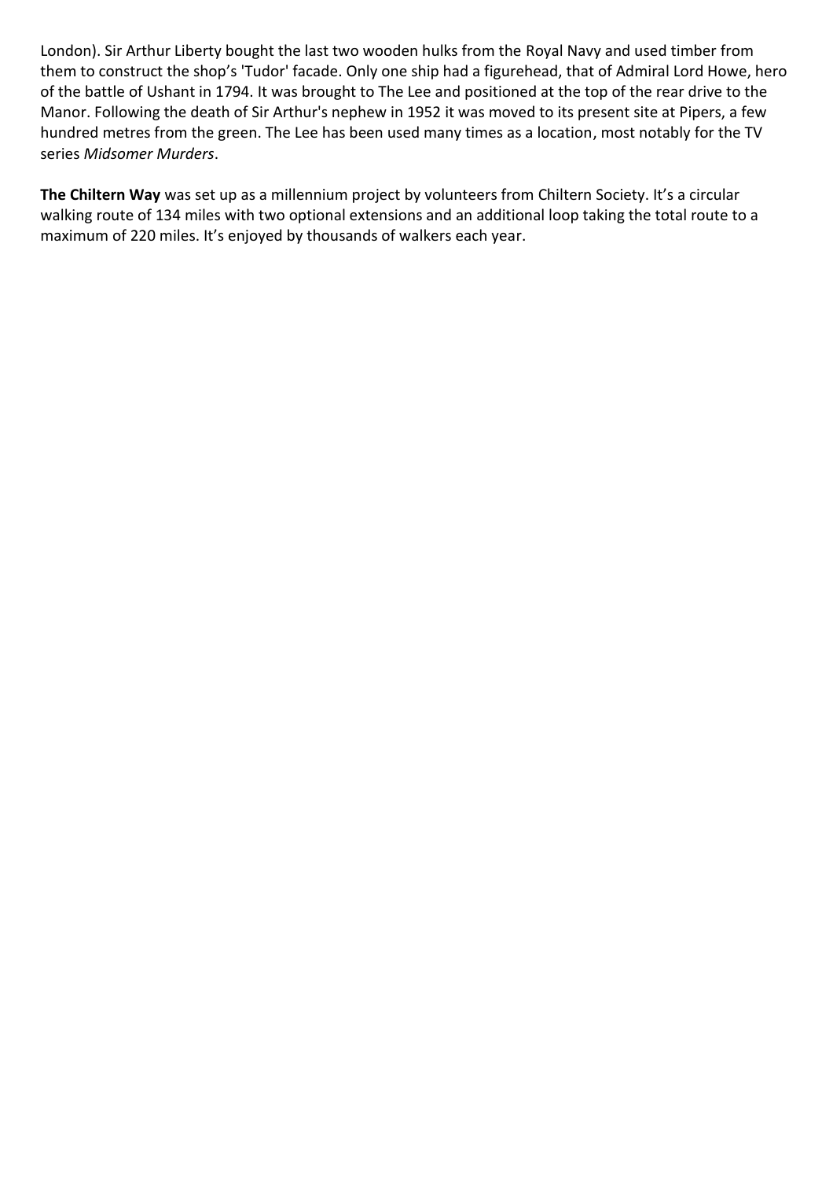London). Sir Arthur Liberty bought the last two wooden hulks from the Royal Navy and used timber from them to construct the shop's 'Tudor' facade. Only one ship had a figurehead, that of Admiral Lord Howe, hero of the battle of Ushant in 1794. It was brought to The Lee and positioned at the top of the rear drive to the Manor. Following the death of Sir Arthur's nephew in 1952 it was moved to its present site at Pipers, a few hundred metres from the green. The Lee has been used many times as a location, most notably for the TV series *Midsomer Murders*.

**The Chiltern Way** was set up as a millennium project by volunteers from Chiltern Society. It's a circular walking route of 134 miles with two optional extensions and an additional loop taking the total route to a maximum of 220 miles. It's enjoyed by thousands of walkers each year.